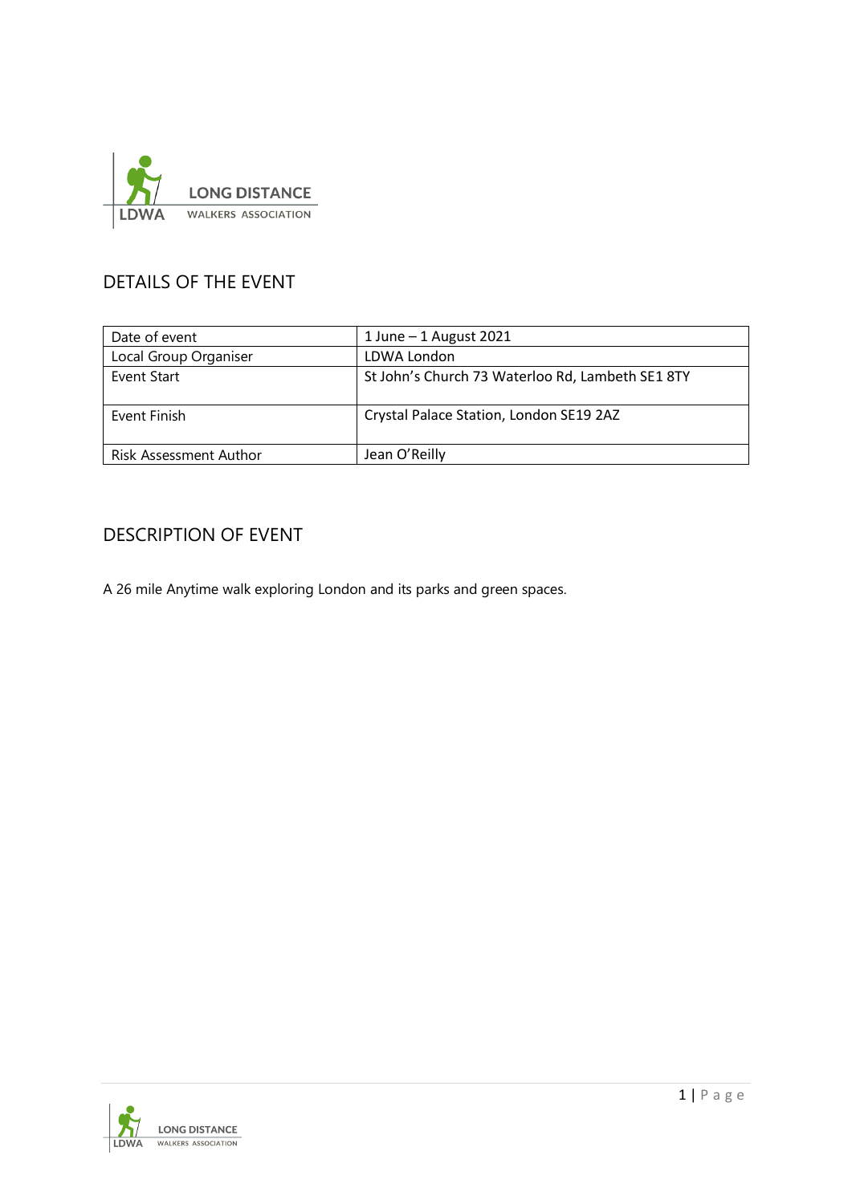## DETAILS OF THE EVENT

| Date of event | 1 June – 1 August 2021 |
| --- | --- |
| Local Group Organiser | LDWA London |
| Event Start | St John's Church 73 Waterloo Rd, Lambeth SE1 8TY |
| Event Finish | Crystal Palace Station, London SE19 2AZ |
| Risk Assessment Author | Jean O'Reilly |

## DESCRIPTION OF EVENT

A 26 mile Anytime walk exploring London and its parks and green spaces.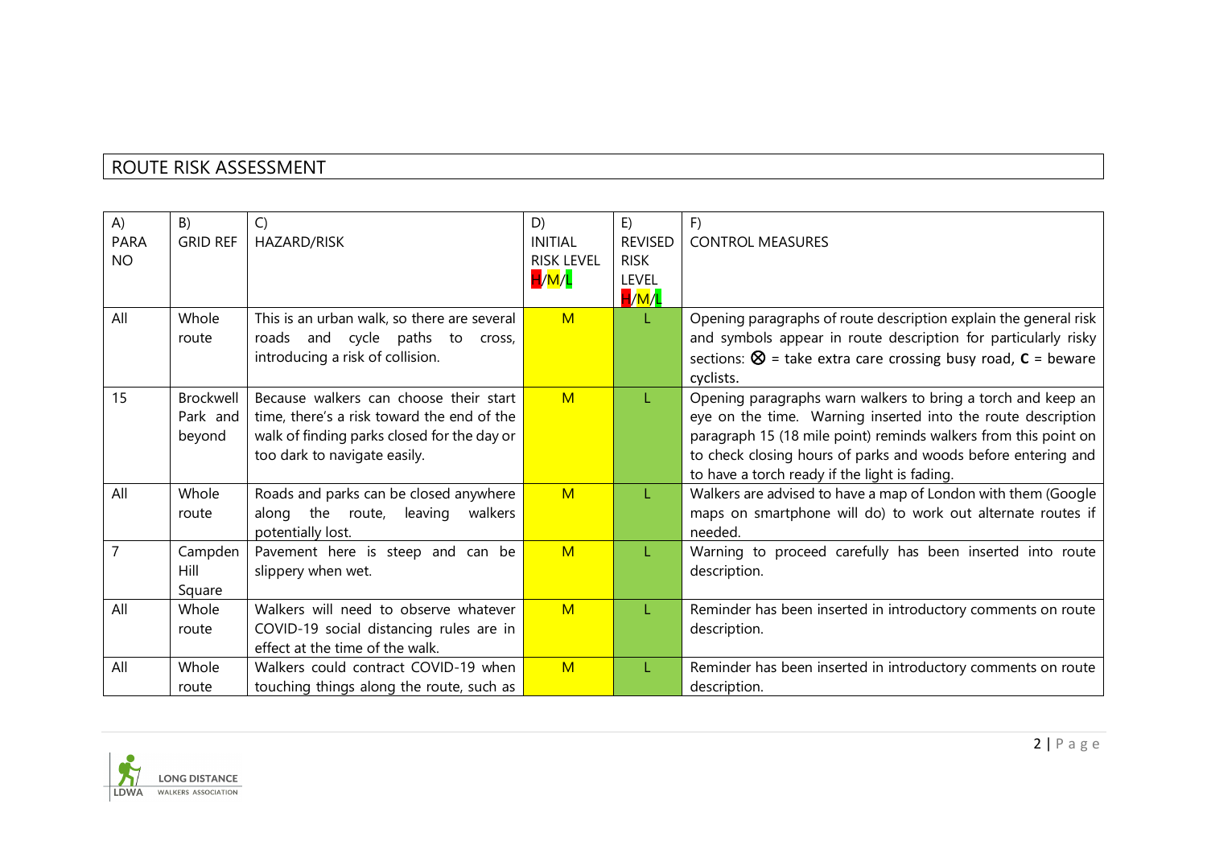## ROUTE RISK ASSESSMENT

| A) PARA NO | B) GRID REF | C) HAZARD/RISK | D) INITIAL RISK LEVEL H/M/L | E) REVISED RISK LEVEL H/M/L | F) CONTROL MEASURES |
|---|---|---|---|---|---|
| All | Whole route | This is an urban walk, so there are several roads and cycle paths to cross, introducing a risk of collision. | M | L | Opening paragraphs of route description explain the general risk and symbols appear in route description for particularly risky sections: ⊗ = take extra care crossing busy road, **C** = beware cyclists. |
| 15 | Brockwell Park and beyond | Because walkers can choose their start time, there's a risk toward the end of the walk of finding parks closed for the day or too dark to navigate easily. | M | L | Opening paragraphs warn walkers to bring a torch and keep an eye on the time. Warning inserted into the route description paragraph 15 (18 mile point) reminds walkers from this point on to check closing hours of parks and woods before entering and to have a torch ready if the light is fading. |
| All | Whole route | Roads and parks can be closed anywhere along the route, leaving walkers potentially lost. | M | L | Walkers are advised to have a map of London with them (Google maps on smartphone will do) to work out alternate routes if needed. |
| 7 | Campden Hill Square | Pavement here is steep and can be slippery when wet. | M | L | Warning to proceed carefully has been inserted into route description. |
| All | Whole route | Walkers will need to observe whatever COVID-19 social distancing rules are in effect at the time of the walk. | M | L | Reminder has been inserted in introductory comments on route description. |
| All | Whole route | Walkers could contract COVID-19 when touching things along the route, such as | M | L | Reminder has been inserted in introductory comments on route description. |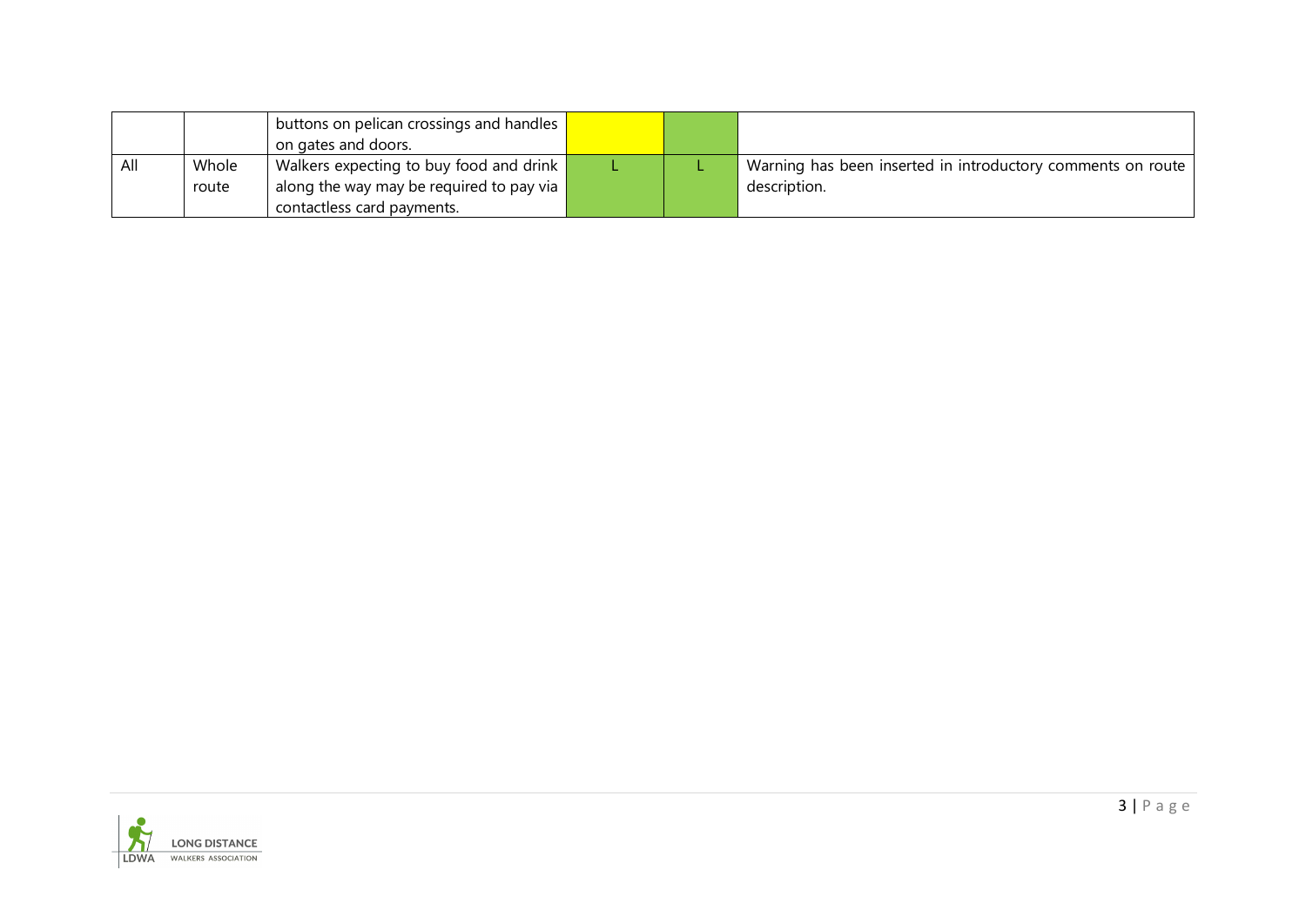| | | | | | |
|---|---|---|---|---|---|
| | | buttons on pelican crossings and handles on gates and doors. | | | |
| All | Whole route | Walkers expecting to buy food and drink along the way may be required to pay via contactless card payments. | L | L | Warning has been inserted in introductory comments on route description. |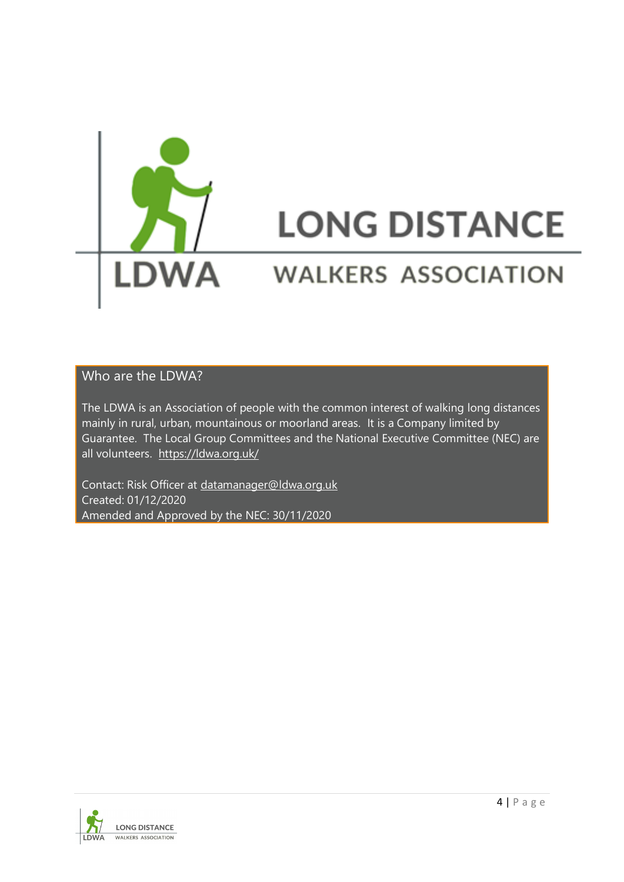LONG DISTANCE

LDWA WALKERS ASSOCIATION

## Who are the LDWA?

The LDWA is an Association of people with the common interest of walking long distances mainly in rural, urban, mountainous or moorland areas. It is a Company limited by Guarantee. The Local Group Committees and the National Executive Committee (NEC) are all volunteers. https://ldwa.org.uk/

Contact: Risk Officer at datamanager@ldwa.org.uk
Created: 01/12/2020
Amended and Approved by the NEC: 30/11/2020